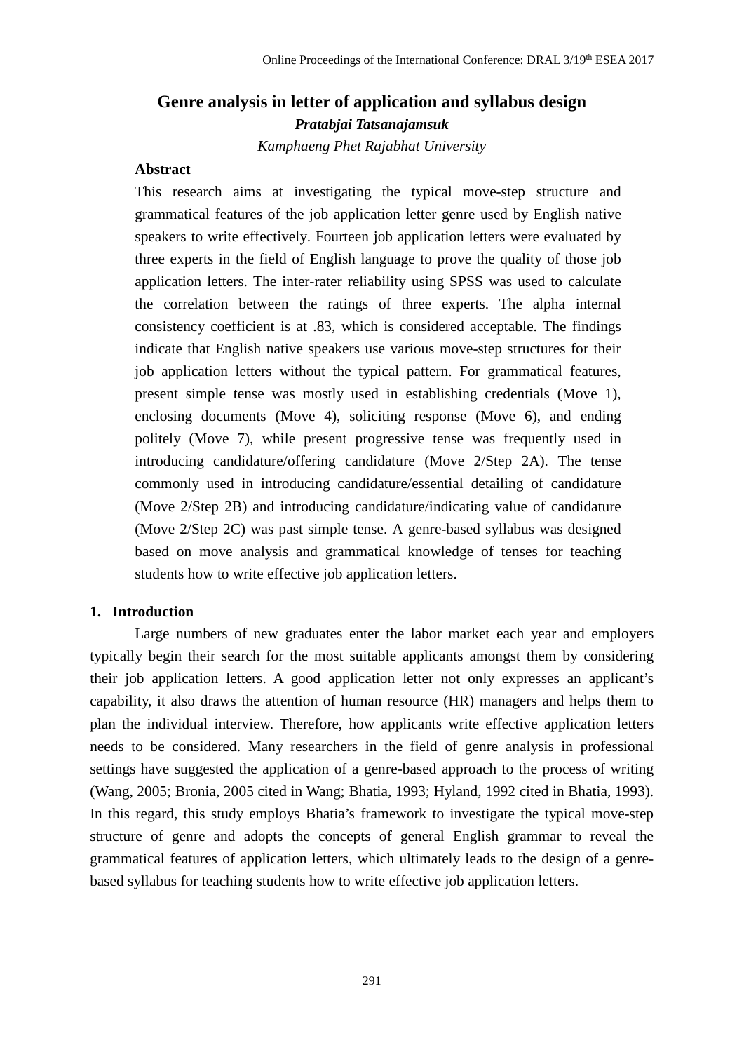# Genre analysis in letter of application and syllabus design

***Pratabjai Tatsanajamsuk***

*Kamphaeng Phet Rajabhat University*

**Abstract**

This research aims at investigating the typical move-step structure and grammatical features of the job application letter genre used by English native speakers to write effectively. Fourteen job application letters were evaluated by three experts in the field of English language to prove the quality of those job application letters. The inter-rater reliability using SPSS was used to calculate the correlation between the ratings of three experts. The alpha internal consistency coefficient is at .83, which is considered acceptable. The findings indicate that English native speakers use various move-step structures for their job application letters without the typical pattern. For grammatical features, present simple tense was mostly used in establishing credentials (Move 1), enclosing documents (Move 4), soliciting response (Move 6), and ending politely (Move 7), while present progressive tense was frequently used in introducing candidature/offering candidature (Move 2/Step 2A). The tense commonly used in introducing candidature/essential detailing of candidature (Move 2/Step 2B) and introducing candidature/indicating value of candidature (Move 2/Step 2C) was past simple tense. A genre-based syllabus was designed based on move analysis and grammatical knowledge of tenses for teaching students how to write effective job application letters.

## 1. Introduction

Large numbers of new graduates enter the labor market each year and employers typically begin their search for the most suitable applicants amongst them by considering their job application letters. A good application letter not only expresses an applicant's capability, it also draws the attention of human resource (HR) managers and helps them to plan the individual interview. Therefore, how applicants write effective application letters needs to be considered. Many researchers in the field of genre analysis in professional settings have suggested the application of a genre-based approach to the process of writing (Wang, 2005; Bronia, 2005 cited in Wang; Bhatia, 1993; Hyland, 1992 cited in Bhatia, 1993). In this regard, this study employs Bhatia's framework to investigate the typical move-step structure of genre and adopts the concepts of general English grammar to reveal the grammatical features of application letters, which ultimately leads to the design of a genre-based syllabus for teaching students how to write effective job application letters.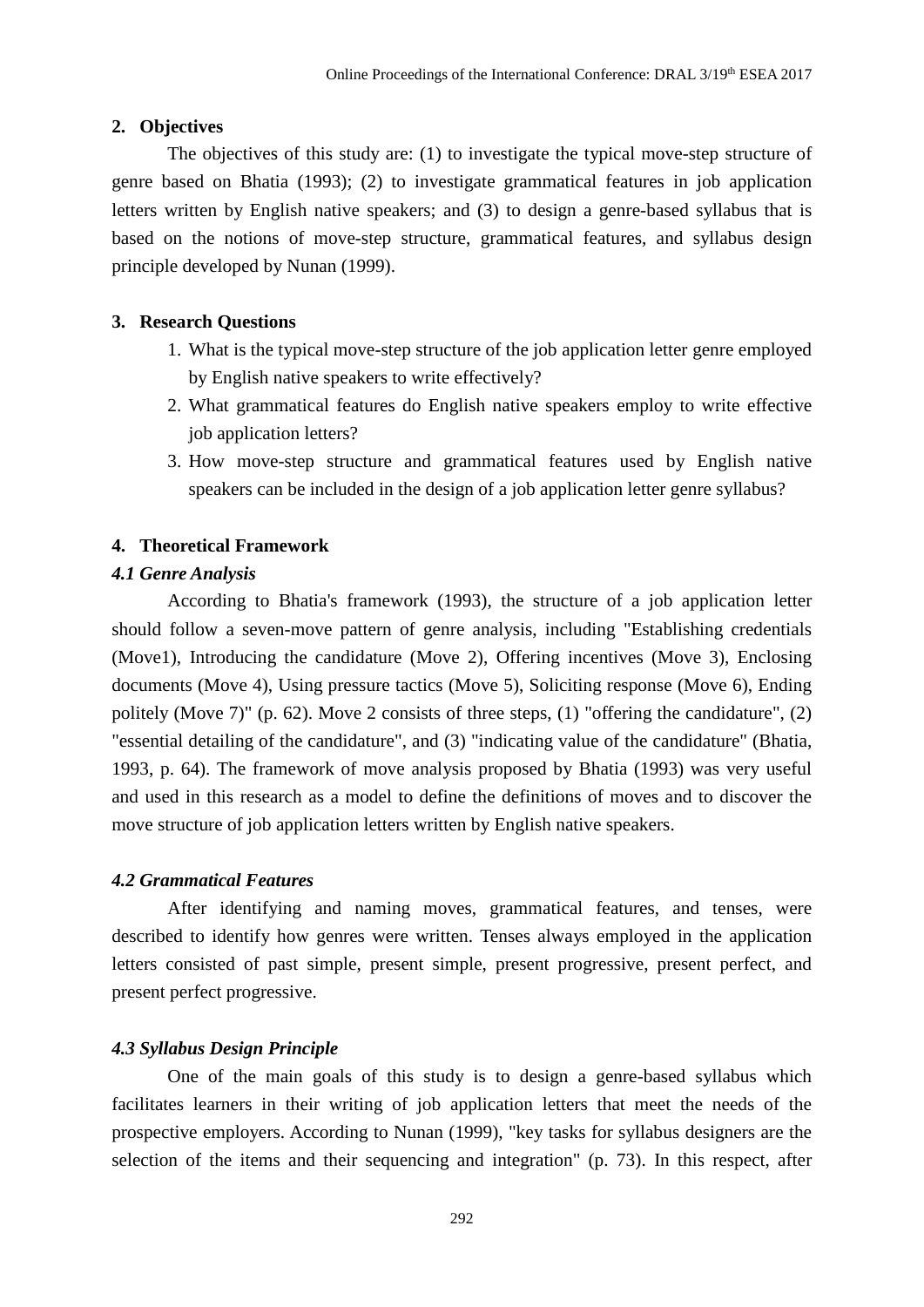## 2. Objectives

The objectives of this study are: (1) to investigate the typical move-step structure of genre based on Bhatia (1993); (2) to investigate grammatical features in job application letters written by English native speakers; and (3) to design a genre-based syllabus that is based on the notions of move-step structure, grammatical features, and syllabus design principle developed by Nunan (1999).

## 3. Research Questions

1. What is the typical move-step structure of the job application letter genre employed by English native speakers to write effectively?
2. What grammatical features do English native speakers employ to write effective job application letters?
3. How move-step structure and grammatical features used by English native speakers can be included in the design of a job application letter genre syllabus?

## 4. Theoretical Framework

### *4.1 Genre Analysis*

According to Bhatia's framework (1993), the structure of a job application letter should follow a seven-move pattern of genre analysis, including "Establishing credentials (Move1), Introducing the candidature (Move 2), Offering incentives (Move 3), Enclosing documents (Move 4), Using pressure tactics (Move 5), Soliciting response (Move 6), Ending politely (Move 7)" (p. 62). Move 2 consists of three steps, (1) "offering the candidature", (2) "essential detailing of the candidature", and (3) "indicating value of the candidature" (Bhatia, 1993, p. 64). The framework of move analysis proposed by Bhatia (1993) was very useful and used in this research as a model to define the definitions of moves and to discover the move structure of job application letters written by English native speakers.

### *4.2 Grammatical Features*

After identifying and naming moves, grammatical features, and tenses, were described to identify how genres were written. Tenses always employed in the application letters consisted of past simple, present simple, present progressive, present perfect, and present perfect progressive.

### *4.3 Syllabus Design Principle*

One of the main goals of this study is to design a genre-based syllabus which facilitates learners in their writing of job application letters that meet the needs of the prospective employers. According to Nunan (1999), "key tasks for syllabus designers are the selection of the items and their sequencing and integration" (p. 73). In this respect, after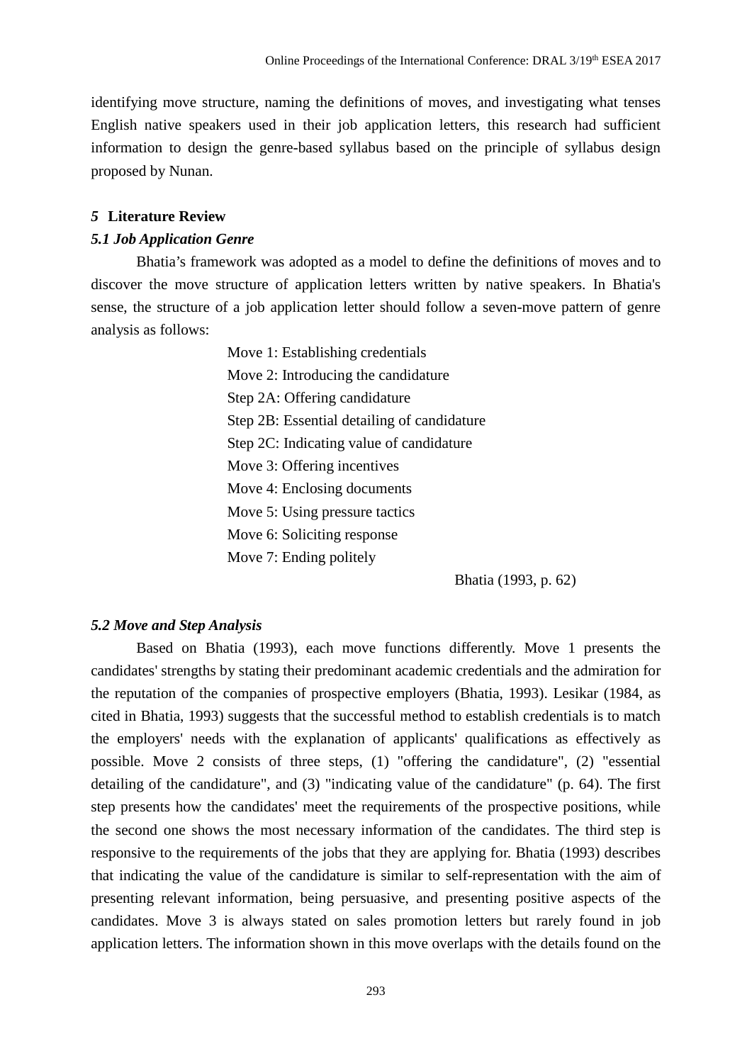identifying move structure, naming the definitions of moves, and investigating what tenses English native speakers used in their job application letters, this research had sufficient information to design the genre-based syllabus based on the principle of syllabus design proposed by Nunan.

## *5* Literature Review

### *5.1 Job Application Genre*

Bhatia's framework was adopted as a model to define the definitions of moves and to discover the move structure of application letters written by native speakers. In Bhatia's sense, the structure of a job application letter should follow a seven-move pattern of genre analysis as follows:

Move 1: Establishing credentials
Move 2: Introducing the candidature
Step 2A: Offering candidature
Step 2B: Essential detailing of candidature
Step 2C: Indicating value of candidature
Move 3: Offering incentives
Move 4: Enclosing documents
Move 5: Using pressure tactics
Move 6: Soliciting response
Move 7: Ending politely

Bhatia (1993, p. 62)

### *5.2 Move and Step Analysis*

Based on Bhatia (1993), each move functions differently. Move 1 presents the candidates' strengths by stating their predominant academic credentials and the admiration for the reputation of the companies of prospective employers (Bhatia, 1993). Lesikar (1984, as cited in Bhatia, 1993) suggests that the successful method to establish credentials is to match the employers' needs with the explanation of applicants' qualifications as effectively as possible. Move 2 consists of three steps, (1) "offering the candidature", (2) "essential detailing of the candidature", and (3) "indicating value of the candidature" (p. 64). The first step presents how the candidates' meet the requirements of the prospective positions, while the second one shows the most necessary information of the candidates. The third step is responsive to the requirements of the jobs that they are applying for. Bhatia (1993) describes that indicating the value of the candidature is similar to self-representation with the aim of presenting relevant information, being persuasive, and presenting positive aspects of the candidates. Move 3 is always stated on sales promotion letters but rarely found in job application letters. The information shown in this move overlaps with the details found on the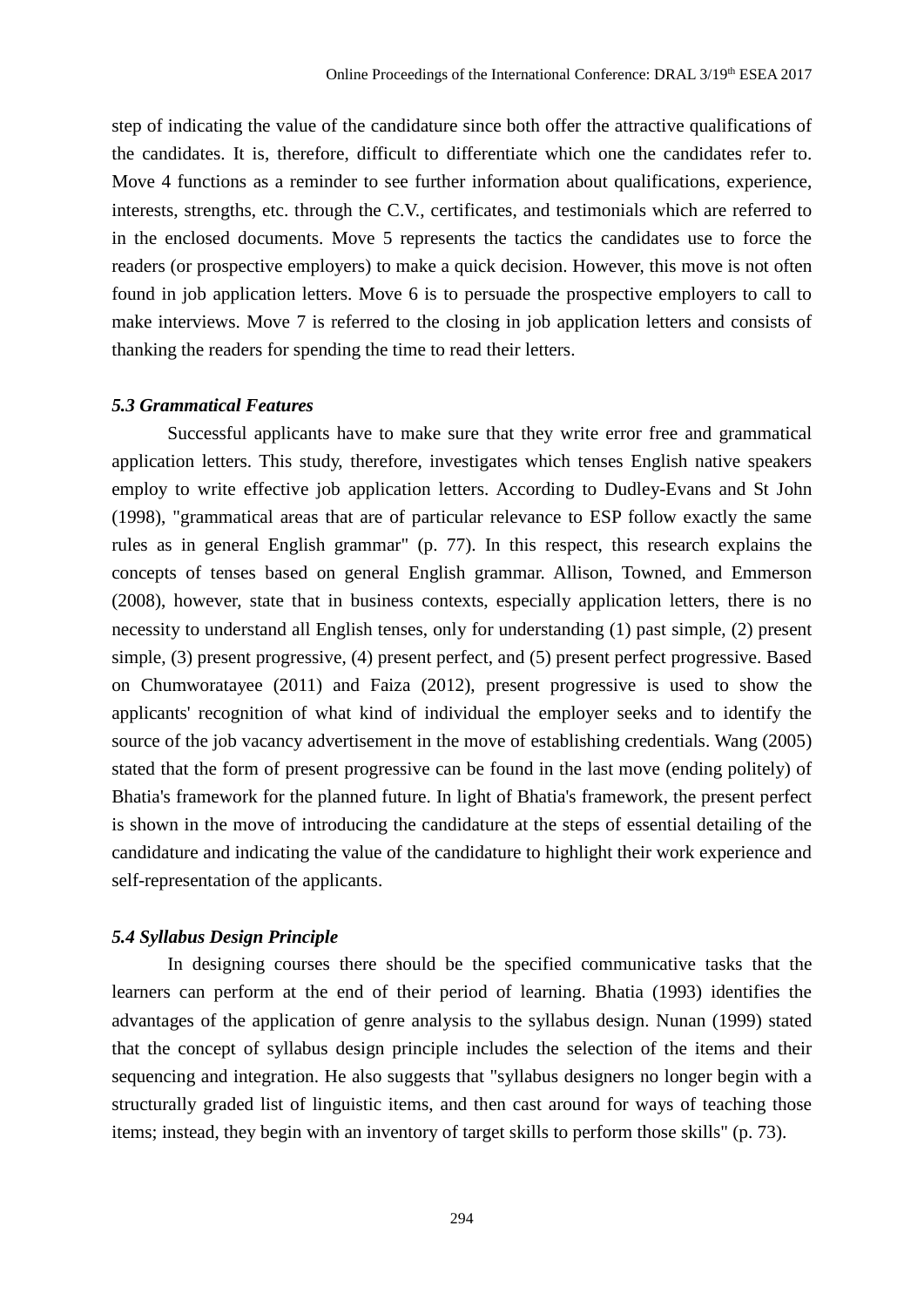step of indicating the value of the candidature since both offer the attractive qualifications of the candidates. It is, therefore, difficult to differentiate which one the candidates refer to. Move 4 functions as a reminder to see further information about qualifications, experience, interests, strengths, etc. through the C.V., certificates, and testimonials which are referred to in the enclosed documents. Move 5 represents the tactics the candidates use to force the readers (or prospective employers) to make a quick decision. However, this move is not often found in job application letters. Move 6 is to persuade the prospective employers to call to make interviews. Move 7 is referred to the closing in job application letters and consists of thanking the readers for spending the time to read their letters.

### *5.3 Grammatical Features*

Successful applicants have to make sure that they write error free and grammatical application letters. This study, therefore, investigates which tenses English native speakers employ to write effective job application letters. According to Dudley-Evans and St John (1998), "grammatical areas that are of particular relevance to ESP follow exactly the same rules as in general English grammar" (p. 77). In this respect, this research explains the concepts of tenses based on general English grammar. Allison, Towned, and Emmerson (2008), however, state that in business contexts, especially application letters, there is no necessity to understand all English tenses, only for understanding (1) past simple, (2) present simple, (3) present progressive, (4) present perfect, and (5) present perfect progressive. Based on Chumworatayee (2011) and Faiza (2012), present progressive is used to show the applicants' recognition of what kind of individual the employer seeks and to identify the source of the job vacancy advertisement in the move of establishing credentials. Wang (2005) stated that the form of present progressive can be found in the last move (ending politely) of Bhatia's framework for the planned future. In light of Bhatia's framework, the present perfect is shown in the move of introducing the candidature at the steps of essential detailing of the candidature and indicating the value of the candidature to highlight their work experience and self-representation of the applicants.

### *5.4 Syllabus Design Principle*

In designing courses there should be the specified communicative tasks that the learners can perform at the end of their period of learning. Bhatia (1993) identifies the advantages of the application of genre analysis to the syllabus design. Nunan (1999) stated that the concept of syllabus design principle includes the selection of the items and their sequencing and integration. He also suggests that "syllabus designers no longer begin with a structurally graded list of linguistic items, and then cast around for ways of teaching those items; instead, they begin with an inventory of target skills to perform those skills" (p. 73).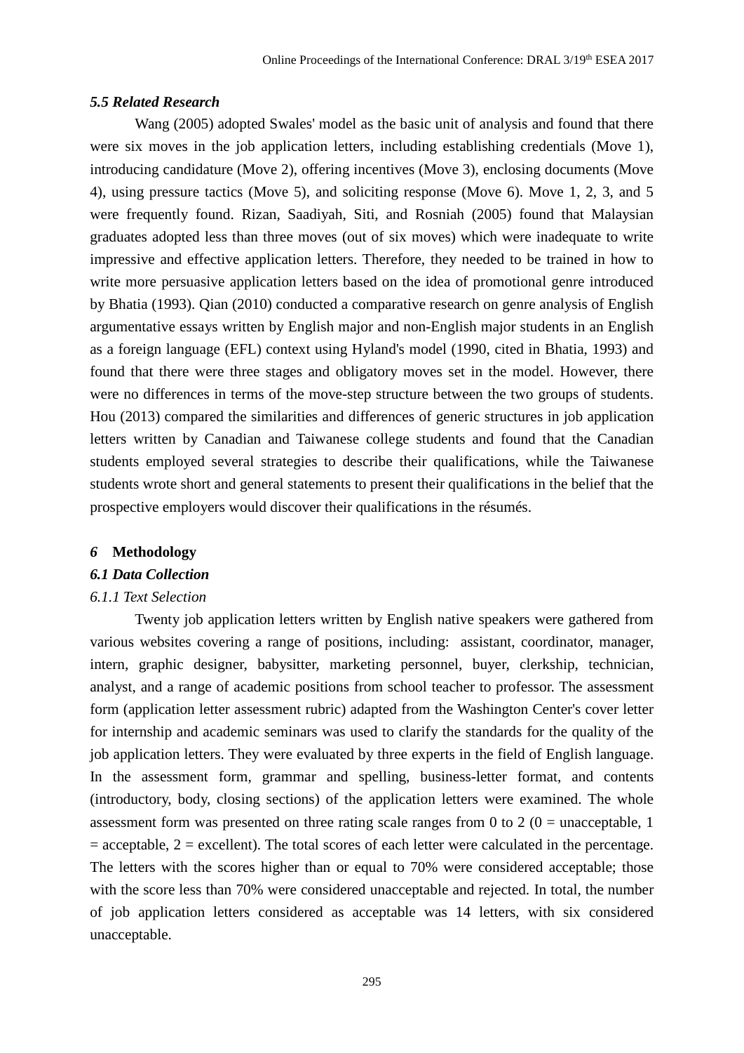### *5.5 Related Research*

Wang (2005) adopted Swales' model as the basic unit of analysis and found that there were six moves in the job application letters, including establishing credentials (Move 1), introducing candidature (Move 2), offering incentives (Move 3), enclosing documents (Move 4), using pressure tactics (Move 5), and soliciting response (Move 6). Move 1, 2, 3, and 5 were frequently found. Rizan, Saadiyah, Siti, and Rosniah (2005) found that Malaysian graduates adopted less than three moves (out of six moves) which were inadequate to write impressive and effective application letters. Therefore, they needed to be trained in how to write more persuasive application letters based on the idea of promotional genre introduced by Bhatia (1993). Qian (2010) conducted a comparative research on genre analysis of English argumentative essays written by English major and non-English major students in an English as a foreign language (EFL) context using Hyland's model (1990, cited in Bhatia, 1993) and found that there were three stages and obligatory moves set in the model. However, there were no differences in terms of the move-step structure between the two groups of students. Hou (2013) compared the similarities and differences of generic structures in job application letters written by Canadian and Taiwanese college students and found that the Canadian students employed several strategies to describe their qualifications, while the Taiwanese students wrote short and general statements to present their qualifications in the belief that the prospective employers would discover their qualifications in the résumés.

## *6* Methodology

### *6.1 Data Collection*

#### *6.1.1 Text Selection*

Twenty job application letters written by English native speakers were gathered from various websites covering a range of positions, including: assistant, coordinator, manager, intern, graphic designer, babysitter, marketing personnel, buyer, clerkship, technician, analyst, and a range of academic positions from school teacher to professor. The assessment form (application letter assessment rubric) adapted from the Washington Center's cover letter for internship and academic seminars was used to clarify the standards for the quality of the job application letters. They were evaluated by three experts in the field of English language. In the assessment form, grammar and spelling, business-letter format, and contents (introductory, body, closing sections) of the application letters were examined. The whole assessment form was presented on three rating scale ranges from 0 to 2 (0 = unacceptable, 1 = acceptable, 2 = excellent). The total scores of each letter were calculated in the percentage. The letters with the scores higher than or equal to 70% were considered acceptable; those with the score less than 70% were considered unacceptable and rejected. In total, the number of job application letters considered as acceptable was 14 letters, with six considered unacceptable.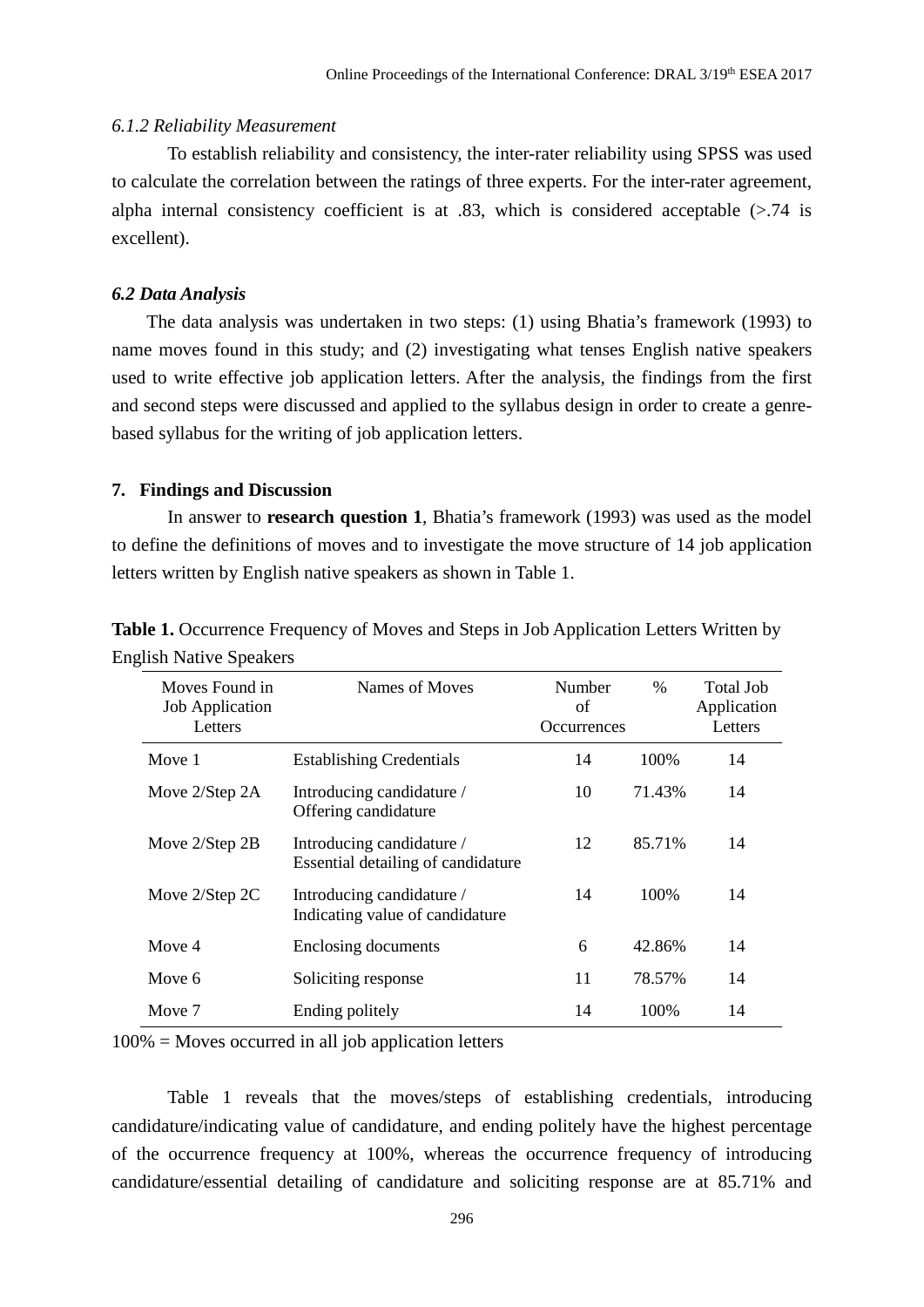*6.1.2 Reliability Measurement*

To establish reliability and consistency, the inter-rater reliability using SPSS was used to calculate the correlation between the ratings of three experts. For the inter-rater agreement, alpha internal consistency coefficient is at .83, which is considered acceptable (>.74 is excellent).

### *6.2 Data Analysis*

The data analysis was undertaken in two steps: (1) using Bhatia's framework (1993) to name moves found in this study; and (2) investigating what tenses English native speakers used to write effective job application letters. After the analysis, the findings from the first and second steps were discussed and applied to the syllabus design in order to create a genre-based syllabus for the writing of job application letters.

## 7. Findings and Discussion

In answer to **research question 1**, Bhatia's framework (1993) was used as the model to define the definitions of moves and to investigate the move structure of 14 job application letters written by English native speakers as shown in Table 1.

**Table 1.** Occurrence Frequency of Moves and Steps in Job Application Letters Written by English Native Speakers

| Moves Found in Job Application Letters | Names of Moves | Number of Occurrences | % | Total Job Application Letters |
|---|---|---|---|---|
| Move 1 | Establishing Credentials | 14 | 100% | 14 |
| Move 2/Step 2A | Introducing candidature / Offering candidature | 10 | 71.43% | 14 |
| Move 2/Step 2B | Introducing candidature / Essential detailing of candidature | 12 | 85.71% | 14 |
| Move 2/Step 2C | Introducing candidature / Indicating value of candidature | 14 | 100% | 14 |
| Move 4 | Enclosing documents | 6 | 42.86% | 14 |
| Move 6 | Soliciting response | 11 | 78.57% | 14 |
| Move 7 | Ending politely | 14 | 100% | 14 |

100% = Moves occurred in all job application letters

Table 1 reveals that the moves/steps of establishing credentials, introducing candidature/indicating value of candidature, and ending politely have the highest percentage of the occurrence frequency at 100%, whereas the occurrence frequency of introducing candidature/essential detailing of candidature and soliciting response are at 85.71% and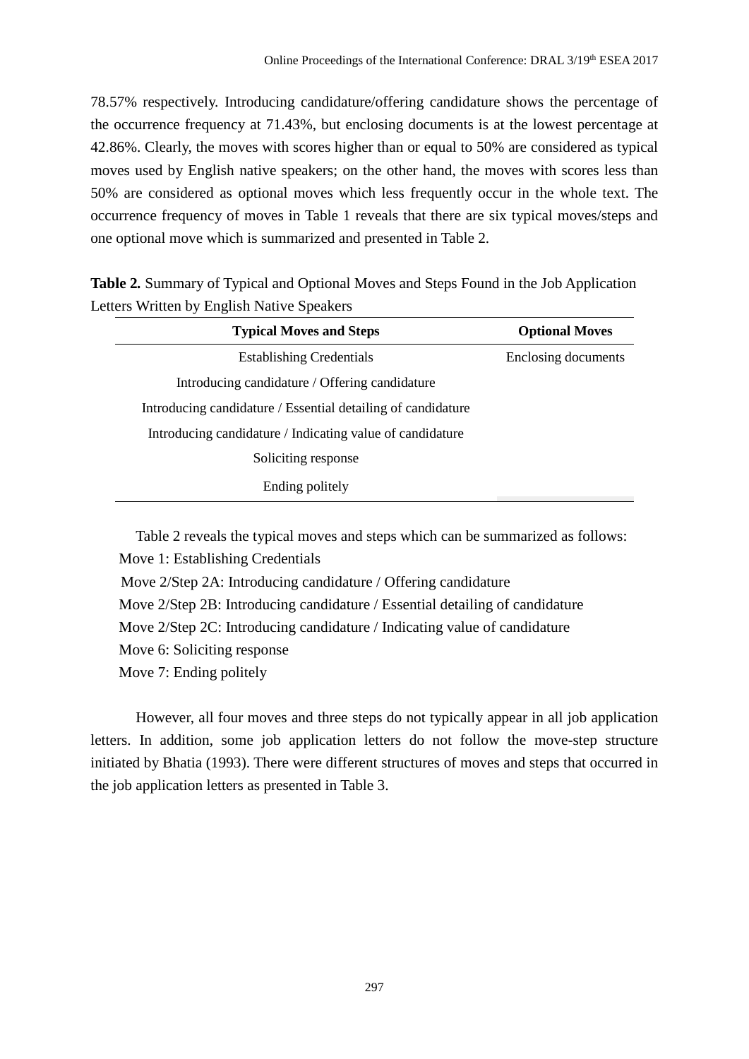78.57% respectively. Introducing candidature/offering candidature shows the percentage of the occurrence frequency at 71.43%, but enclosing documents is at the lowest percentage at 42.86%. Clearly, the moves with scores higher than or equal to 50% are considered as typical moves used by English native speakers; on the other hand, the moves with scores less than 50% are considered as optional moves which less frequently occur in the whole text. The occurrence frequency of moves in Table 1 reveals that there are six typical moves/steps and one optional move which is summarized and presented in Table 2.

**Table 2.** Summary of Typical and Optional Moves and Steps Found in the Job Application Letters Written by English Native Speakers

| Typical Moves and Steps | Optional Moves |
|---|---|
| Establishing Credentials | Enclosing documents |
| Introducing candidature / Offering candidature | |
| Introducing candidature / Essential detailing of candidature | |
| Introducing candidature / Indicating value of candidature | |
| Soliciting response | |
| Ending politely | |

Table 2 reveals the typical moves and steps which can be summarized as follows:

Move 1: Establishing Credentials
Move 2/Step 2A: Introducing candidature / Offering candidature
Move 2/Step 2B: Introducing candidature / Essential detailing of candidature
Move 2/Step 2C: Introducing candidature / Indicating value of candidature
Move 6: Soliciting response
Move 7: Ending politely

However, all four moves and three steps do not typically appear in all job application letters. In addition, some job application letters do not follow the move-step structure initiated by Bhatia (1993). There were different structures of moves and steps that occurred in the job application letters as presented in Table 3.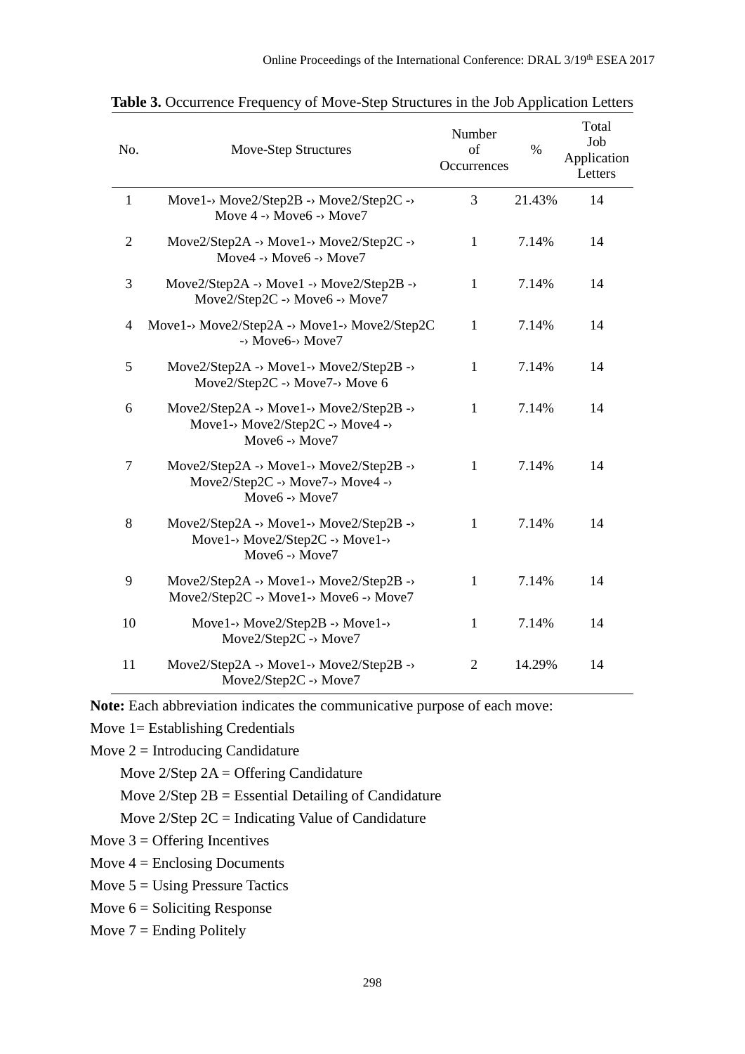**Table 3.** Occurrence Frequency of Move-Step Structures in the Job Application Letters

| No. | Move-Step Structures | Number of Occurrences | % | Total Job Application Letters |
|---|---|---|---|---|
| 1 | Move1-› Move2/Step2B -› Move2/Step2C -› Move 4 -› Move6 -› Move7 | 3 | 21.43% | 14 |
| 2 | Move2/Step2A -› Move1-› Move2/Step2C -› Move4 -› Move6 -› Move7 | 1 | 7.14% | 14 |
| 3 | Move2/Step2A -› Move1 -› Move2/Step2B -› Move2/Step2C -› Move6 -› Move7 | 1 | 7.14% | 14 |
| 4 | Move1-› Move2/Step2A -› Move1-› Move2/Step2C -› Move6-› Move7 | 1 | 7.14% | 14 |
| 5 | Move2/Step2A -› Move1-› Move2/Step2B -› Move2/Step2C -› Move7-› Move 6 | 1 | 7.14% | 14 |
| 6 | Move2/Step2A -› Move1-› Move2/Step2B -› Move1-› Move2/Step2C -› Move4 -› Move6 -› Move7 | 1 | 7.14% | 14 |
| 7 | Move2/Step2A -› Move1-› Move2/Step2B -› Move2/Step2C -› Move7-› Move4 -› Move6 -› Move7 | 1 | 7.14% | 14 |
| 8 | Move2/Step2A -› Move1-› Move2/Step2B -› Move1-› Move2/Step2C -› Move1-› Move6 -› Move7 | 1 | 7.14% | 14 |
| 9 | Move2/Step2A -› Move1-› Move2/Step2B -› Move2/Step2C -› Move1-› Move6 -› Move7 | 1 | 7.14% | 14 |
| 10 | Move1-› Move2/Step2B -› Move1-› Move2/Step2C -› Move7 | 1 | 7.14% | 14 |
| 11 | Move2/Step2A -› Move1-› Move2/Step2B -› Move2/Step2C -› Move7 | 2 | 14.29% | 14 |

**Note:** Each abbreviation indicates the communicative purpose of each move:

Move 1= Establishing Credentials

Move 2 = Introducing Candidature

Move 2/Step 2A = Offering Candidature

Move 2/Step 2B = Essential Detailing of Candidature

Move 2/Step 2C = Indicating Value of Candidature

Move 3 = Offering Incentives

Move 4 = Enclosing Documents

Move 5 = Using Pressure Tactics

Move 6 = Soliciting Response

Move 7 = Ending Politely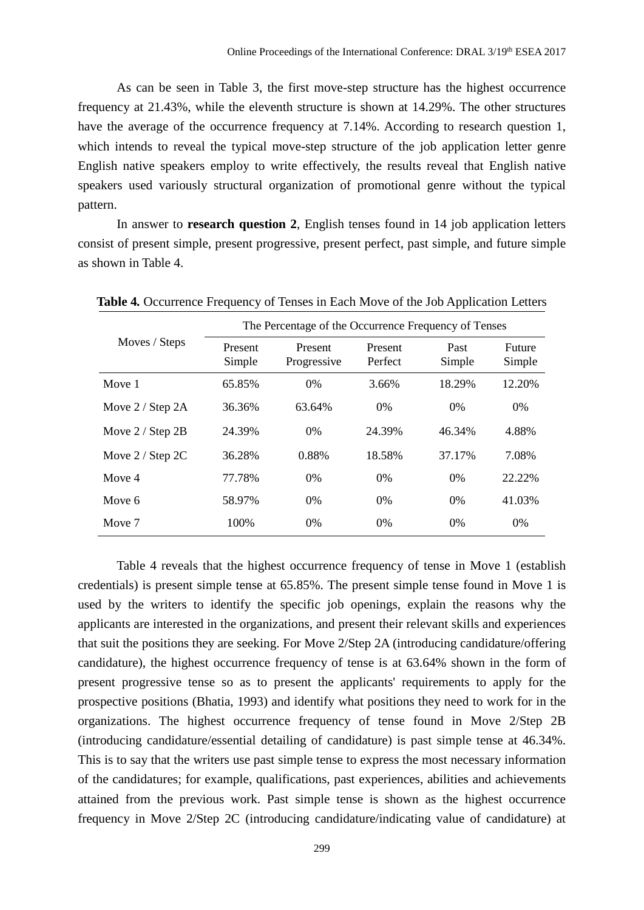As can be seen in Table 3, the first move-step structure has the highest occurrence frequency at 21.43%, while the eleventh structure is shown at 14.29%. The other structures have the average of the occurrence frequency at 7.14%. According to research question 1, which intends to reveal the typical move-step structure of the job application letter genre English native speakers employ to write effectively, the results reveal that English native speakers used variously structural organization of promotional genre without the typical pattern.

In answer to **research question 2**, English tenses found in 14 job application letters consist of present simple, present progressive, present perfect, past simple, and future simple as shown in Table 4.

**Table 4.** Occurrence Frequency of Tenses in Each Move of the Job Application Letters

| Moves / Steps | The Percentage of the Occurrence Frequency of Tenses | | | | |
|---|---|---|---|---|---|
| | Present Simple | Present Progressive | Present Perfect | Past Simple | Future Simple |
| Move 1 | 65.85% | 0% | 3.66% | 18.29% | 12.20% |
| Move 2 / Step 2A | 36.36% | 63.64% | 0% | 0% | 0% |
| Move 2 / Step 2B | 24.39% | 0% | 24.39% | 46.34% | 4.88% |
| Move 2 / Step 2C | 36.28% | 0.88% | 18.58% | 37.17% | 7.08% |
| Move 4 | 77.78% | 0% | 0% | 0% | 22.22% |
| Move 6 | 58.97% | 0% | 0% | 0% | 41.03% |
| Move 7 | 100% | 0% | 0% | 0% | 0% |

Table 4 reveals that the highest occurrence frequency of tense in Move 1 (establish credentials) is present simple tense at 65.85%. The present simple tense found in Move 1 is used by the writers to identify the specific job openings, explain the reasons why the applicants are interested in the organizations, and present their relevant skills and experiences that suit the positions they are seeking. For Move 2/Step 2A (introducing candidature/offering candidature), the highest occurrence frequency of tense is at 63.64% shown in the form of present progressive tense so as to present the applicants' requirements to apply for the prospective positions (Bhatia, 1993) and identify what positions they need to work for in the organizations. The highest occurrence frequency of tense found in Move 2/Step 2B (introducing candidature/essential detailing of candidature) is past simple tense at 46.34%. This is to say that the writers use past simple tense to express the most necessary information of the candidatures; for example, qualifications, past experiences, abilities and achievements attained from the previous work. Past simple tense is shown as the highest occurrence frequency in Move 2/Step 2C (introducing candidature/indicating value of candidature) at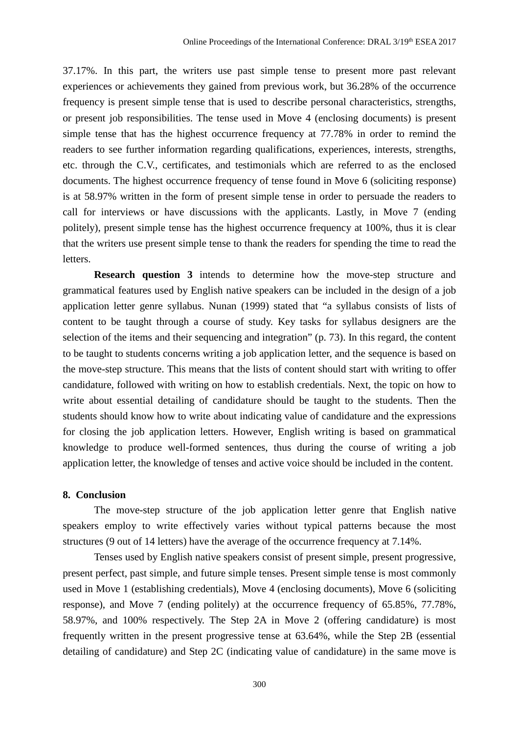37.17%. In this part, the writers use past simple tense to present more past relevant experiences or achievements they gained from previous work, but 36.28% of the occurrence frequency is present simple tense that is used to describe personal characteristics, strengths, or present job responsibilities. The tense used in Move 4 (enclosing documents) is present simple tense that has the highest occurrence frequency at 77.78% in order to remind the readers to see further information regarding qualifications, experiences, interests, strengths, etc. through the C.V., certificates, and testimonials which are referred to as the enclosed documents. The highest occurrence frequency of tense found in Move 6 (soliciting response) is at 58.97% written in the form of present simple tense in order to persuade the readers to call for interviews or have discussions with the applicants. Lastly, in Move 7 (ending politely), present simple tense has the highest occurrence frequency at 100%, thus it is clear that the writers use present simple tense to thank the readers for spending the time to read the letters.

**Research question 3** intends to determine how the move-step structure and grammatical features used by English native speakers can be included in the design of a job application letter genre syllabus. Nunan (1999) stated that "a syllabus consists of lists of content to be taught through a course of study. Key tasks for syllabus designers are the selection of the items and their sequencing and integration" (p. 73). In this regard, the content to be taught to students concerns writing a job application letter, and the sequence is based on the move-step structure. This means that the lists of content should start with writing to offer candidature, followed with writing on how to establish credentials. Next, the topic on how to write about essential detailing of candidature should be taught to the students. Then the students should know how to write about indicating value of candidature and the expressions for closing the job application letters. However, English writing is based on grammatical knowledge to produce well-formed sentences, thus during the course of writing a job application letter, the knowledge of tenses and active voice should be included in the content.

## 8. Conclusion

The move-step structure of the job application letter genre that English native speakers employ to write effectively varies without typical patterns because the most structures (9 out of 14 letters) have the average of the occurrence frequency at 7.14%.

Tenses used by English native speakers consist of present simple, present progressive, present perfect, past simple, and future simple tenses. Present simple tense is most commonly used in Move 1 (establishing credentials), Move 4 (enclosing documents), Move 6 (soliciting response), and Move 7 (ending politely) at the occurrence frequency of 65.85%, 77.78%, 58.97%, and 100% respectively. The Step 2A in Move 2 (offering candidature) is most frequently written in the present progressive tense at 63.64%, while the Step 2B (essential detailing of candidature) and Step 2C (indicating value of candidature) in the same move is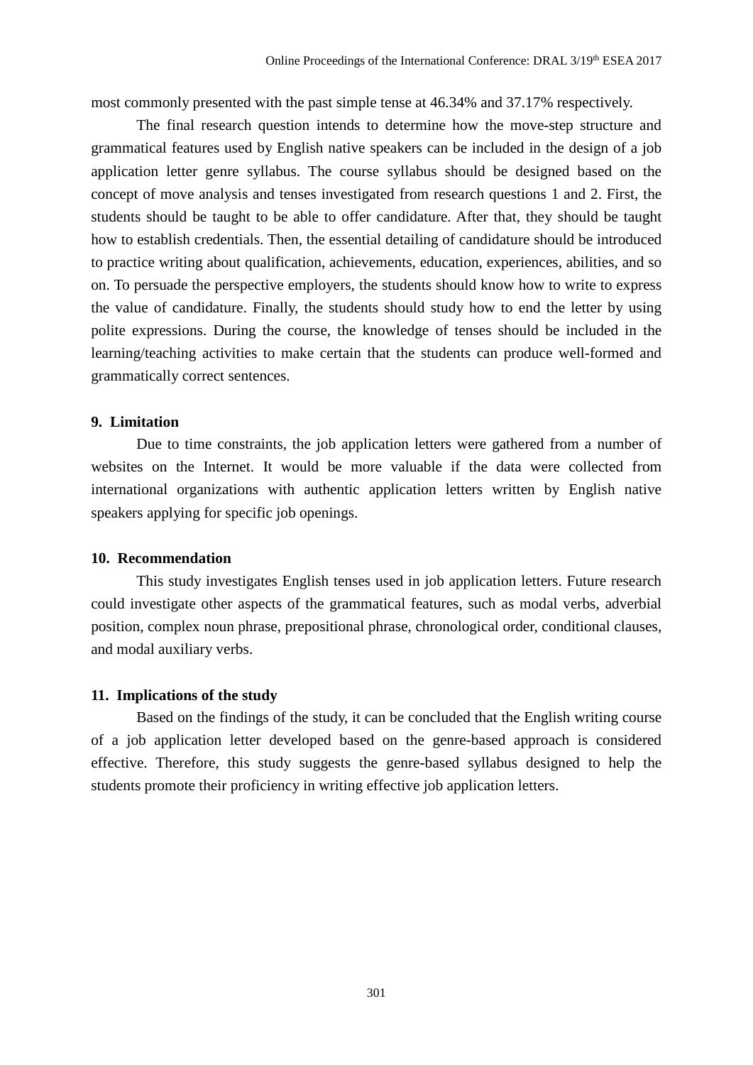most commonly presented with the past simple tense at 46.34% and 37.17% respectively.

The final research question intends to determine how the move-step structure and grammatical features used by English native speakers can be included in the design of a job application letter genre syllabus. The course syllabus should be designed based on the concept of move analysis and tenses investigated from research questions 1 and 2. First, the students should be taught to be able to offer candidature. After that, they should be taught how to establish credentials. Then, the essential detailing of candidature should be introduced to practice writing about qualification, achievements, education, experiences, abilities, and so on. To persuade the perspective employers, the students should know how to write to express the value of candidature. Finally, the students should study how to end the letter by using polite expressions. During the course, the knowledge of tenses should be included in the learning/teaching activities to make certain that the students can produce well-formed and grammatically correct sentences.

## 9. Limitation

Due to time constraints, the job application letters were gathered from a number of websites on the Internet. It would be more valuable if the data were collected from international organizations with authentic application letters written by English native speakers applying for specific job openings.

## 10. Recommendation

This study investigates English tenses used in job application letters. Future research could investigate other aspects of the grammatical features, such as modal verbs, adverbial position, complex noun phrase, prepositional phrase, chronological order, conditional clauses, and modal auxiliary verbs.

## 11. Implications of the study

Based on the findings of the study, it can be concluded that the English writing course of a job application letter developed based on the genre-based approach is considered effective. Therefore, this study suggests the genre-based syllabus designed to help the students promote their proficiency in writing effective job application letters.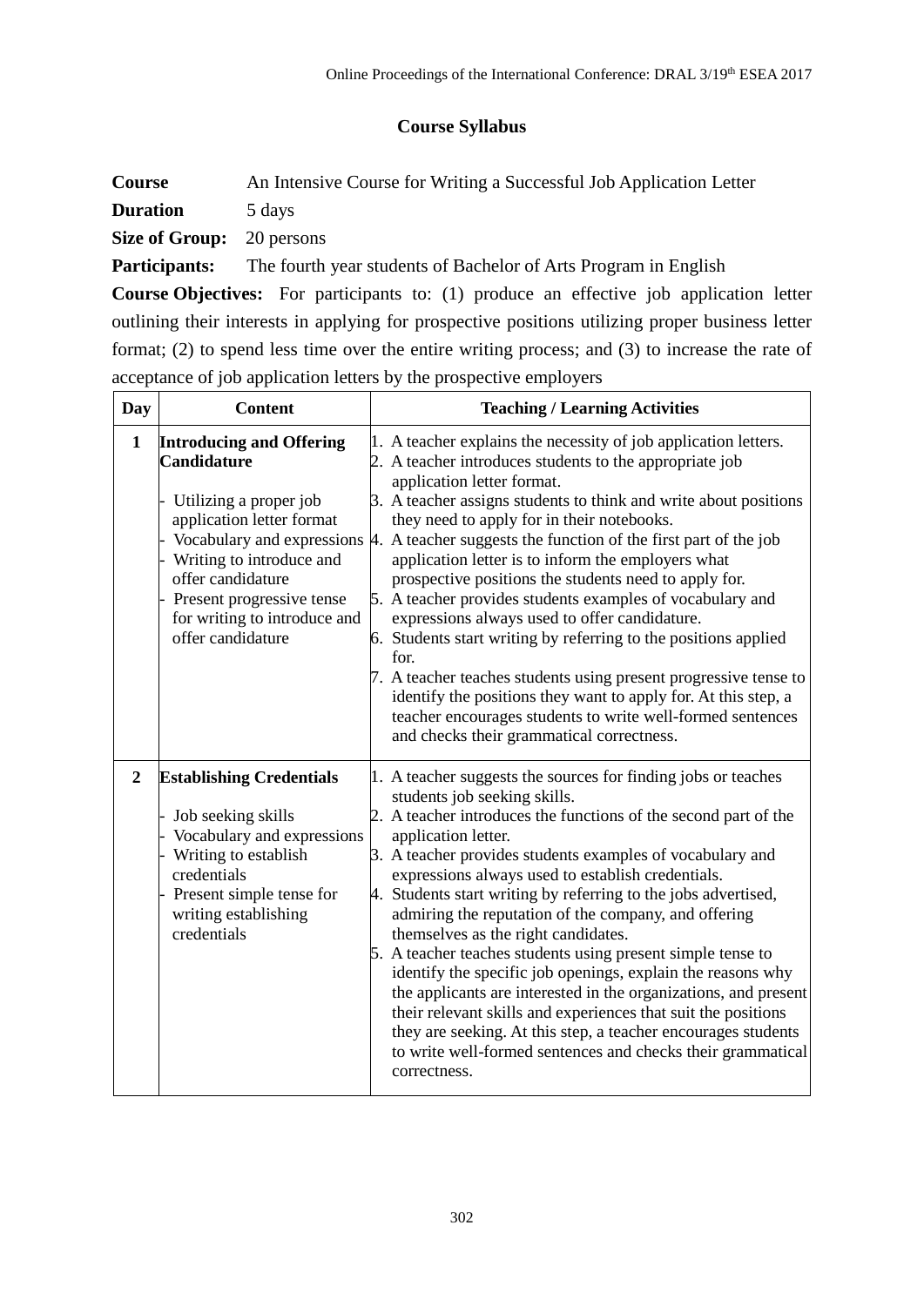## Course Syllabus

**Course** An Intensive Course for Writing a Successful Job Application Letter

**Duration** 5 days

**Size of Group:** 20 persons

**Participants:** The fourth year students of Bachelor of Arts Program in English

**Course Objectives:** For participants to: (1) produce an effective job application letter outlining their interests in applying for prospective positions utilizing proper business letter format; (2) to spend less time over the entire writing process; and (3) to increase the rate of acceptance of job application letters by the prospective employers

| Day | Content | Teaching / Learning Activities |
|---|---|---|
| **1** | **Introducing and Offering Candidature**<br><br>- Utilizing a proper job application letter format<br>- Vocabulary and expressions<br>- Writing to introduce and offer candidature<br>- Present progressive tense for writing to introduce and offer candidature | 1. A teacher explains the necessity of job application letters.<br>2. A teacher introduces students to the appropriate job application letter format.<br>3. A teacher assigns students to think and write about positions they need to apply for in their notebooks.<br>4. A teacher suggests the function of the first part of the job application letter is to inform the employers what prospective positions the students need to apply for.<br>5. A teacher provides students examples of vocabulary and expressions always used to offer candidature.<br>6. Students start writing by referring to the positions applied for.<br>7. A teacher teaches students using present progressive tense to identify the positions they want to apply for. At this step, a teacher encourages students to write well-formed sentences and checks their grammatical correctness. |
| **2** | **Establishing Credentials**<br><br>- Job seeking skills<br>- Vocabulary and expressions<br>- Writing to establish credentials<br>- Present simple tense for writing establishing credentials | 1. A teacher suggests the sources for finding jobs or teaches students job seeking skills.<br>2. A teacher introduces the functions of the second part of the application letter.<br>3. A teacher provides students examples of vocabulary and expressions always used to establish credentials.<br>4. Students start writing by referring to the jobs advertised, admiring the reputation of the company, and offering themselves as the right candidates.<br>5. A teacher teaches students using present simple tense to identify the specific job openings, explain the reasons why the applicants are interested in the organizations, and present their relevant skills and experiences that suit the positions they are seeking. At this step, a teacher encourages students to write well-formed sentences and checks their grammatical correctness. |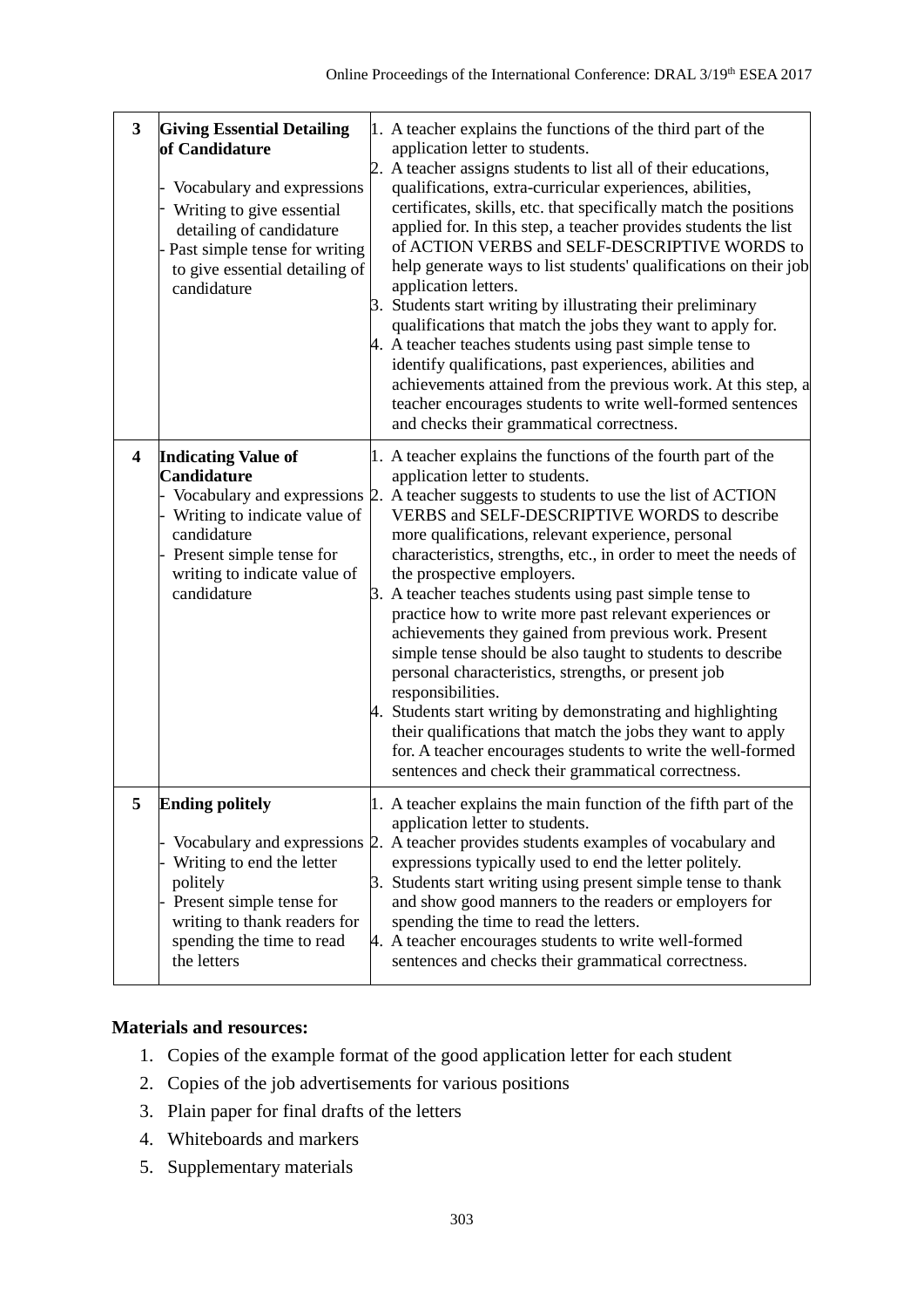| | | |
|---|---|---|
| **3** | **Giving Essential Detailing of Candidature**<br><br>- Vocabulary and expressions<br>- Writing to give essential detailing of candidature<br>- Past simple tense for writing to give essential detailing of candidature | 1. A teacher explains the functions of the third part of the application letter to students.<br>2. A teacher assigns students to list all of their educations, qualifications, extra-curricular experiences, abilities, certificates, skills, etc. that specifically match the positions applied for. In this step, a teacher provides students the list of ACTION VERBS and SELF-DESCRIPTIVE WORDS to help generate ways to list students' qualifications on their job application letters.<br>3. Students start writing by illustrating their preliminary qualifications that match the jobs they want to apply for.<br>4. A teacher teaches students using past simple tense to identify qualifications, past experiences, abilities and achievements attained from the previous work. At this step, a teacher encourages students to write well-formed sentences and checks their grammatical correctness. |
| **4** | **Indicating Value of Candidature**<br>- Vocabulary and expressions<br>- Writing to indicate value of candidature<br>- Present simple tense for writing to indicate value of candidature | 1. A teacher explains the functions of the fourth part of the application letter to students.<br>2. A teacher suggests to students to use the list of ACTION VERBS and SELF-DESCRIPTIVE WORDS to describe more qualifications, relevant experience, personal characteristics, strengths, etc., in order to meet the needs of the prospective employers.<br>3. A teacher teaches students using past simple tense to practice how to write more past relevant experiences or achievements they gained from previous work. Present simple tense should be also taught to students to describe personal characteristics, strengths, or present job responsibilities.<br>4. Students start writing by demonstrating and highlighting their qualifications that match the jobs they want to apply for. A teacher encourages students to write the well-formed sentences and check their grammatical correctness. |
| **5** | **Ending politely**<br><br>- Vocabulary and expressions<br>- Writing to end the letter politely<br>- Present simple tense for writing to thank readers for spending the time to read the letters | 1. A teacher explains the main function of the fifth part of the application letter to students.<br>2. A teacher provides students examples of vocabulary and expressions typically used to end the letter politely.<br>3. Students start writing using present simple tense to thank and show good manners to the readers or employers for spending the time to read the letters.<br>4. A teacher encourages students to write well-formed sentences and checks their grammatical correctness. |

**Materials and resources:**

1. Copies of the example format of the good application letter for each student
2. Copies of the job advertisements for various positions
3. Plain paper for final drafts of the letters
4. Whiteboards and markers
5. Supplementary materials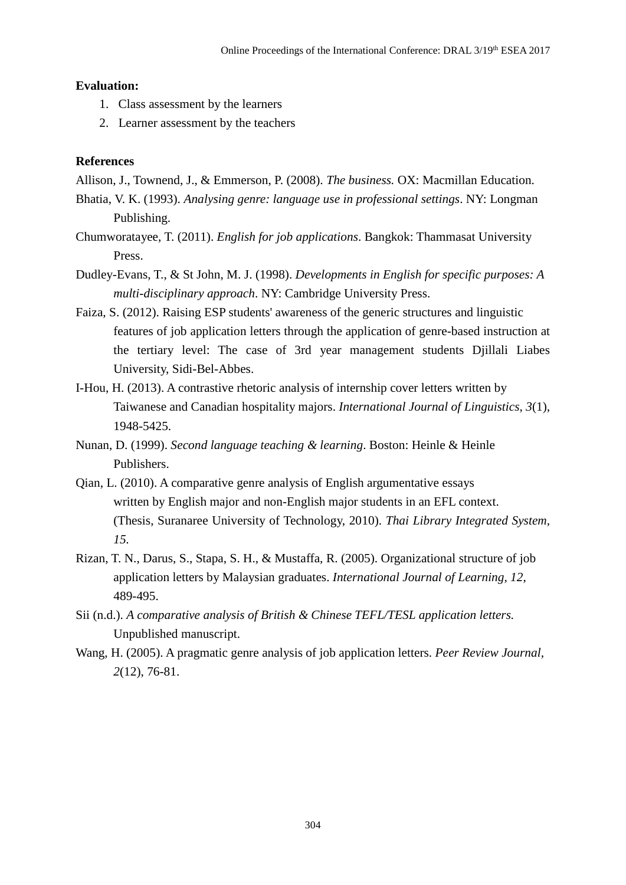**Evaluation:**

1. Class assessment by the learners
2. Learner assessment by the teachers

**References**

Allison, J., Townend, J., & Emmerson, P. (2008). *The business.* OX: Macmillan Education.

Bhatia, V. K. (1993). *Analysing genre: language use in professional settings*. NY: Longman Publishing.

Chumworatayee, T. (2011). *English for job applications*. Bangkok: Thammasat University Press.

Dudley-Evans, T., & St John, M. J. (1998). *Developments in English for specific purposes: A multi-disciplinary approach*. NY: Cambridge University Press.

Faiza, S. (2012). Raising ESP students' awareness of the generic structures and linguistic features of job application letters through the application of genre-based instruction at the tertiary level: The case of 3rd year management students Djillali Liabes University, Sidi-Bel-Abbes.

I-Hou, H. (2013). A contrastive rhetoric analysis of internship cover letters written by Taiwanese and Canadian hospitality majors. *International Journal of Linguistics*, *3*(1), 1948-5425.

Nunan, D. (1999). *Second language teaching & learning*. Boston: Heinle & Heinle Publishers.

Qian, L. (2010). A comparative genre analysis of English argumentative essays written by English major and non-English major students in an EFL context. (Thesis, Suranaree University of Technology, 2010). *Thai Library Integrated System, 15.*

Rizan, T. N., Darus, S., Stapa, S. H., & Mustaffa, R. (2005). Organizational structure of job application letters by Malaysian graduates. *International Journal of Learning, 12*, 489-495.

Sii (n.d.). *A comparative analysis of British & Chinese TEFL/TESL application letters.* Unpublished manuscript.

Wang, H. (2005). A pragmatic genre analysis of job application letters. *Peer Review Journal, 2*(12), 76-81.